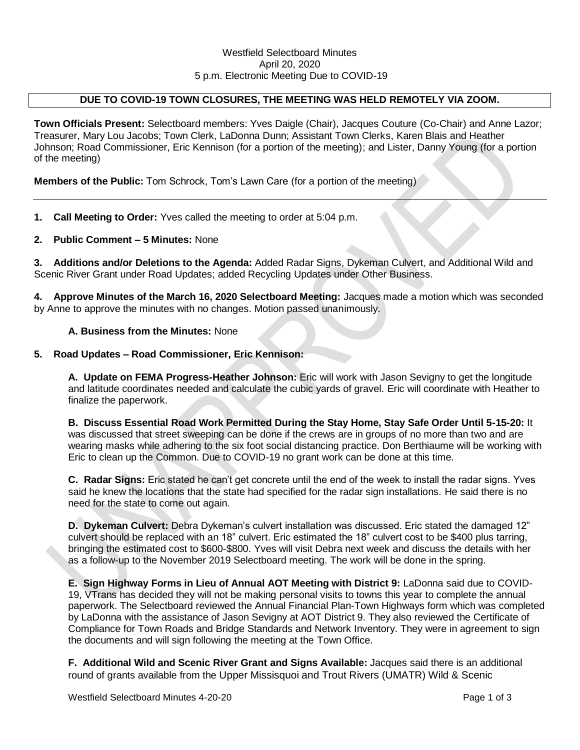Westfield Selectboard Minutes
April 20, 2020
5 p.m. Electronic Meeting Due to COVID-19

**DUE TO COVID-19 TOWN CLOSURES, THE MEETING WAS HELD REMOTELY VIA ZOOM.**

**Town Officials Present:** Selectboard members: Yves Daigle (Chair), Jacques Couture (Co-Chair) and Anne Lazor; Treasurer, Mary Lou Jacobs; Town Clerk, LaDonna Dunn; Assistant Town Clerks, Karen Blais and Heather Johnson; Road Commissioner, Eric Kennison (for a portion of the meeting); and Lister, Danny Young (for a portion of the meeting)

**Members of the Public:** Tom Schrock, Tom's Lawn Care (for a portion of the meeting)

---

**1. Call Meeting to Order:** Yves called the meeting to order at 5:04 p.m.

**2. Public Comment – 5 Minutes:** None

**3. Additions and/or Deletions to the Agenda:** Added Radar Signs, Dykeman Culvert, and Additional Wild and Scenic River Grant under Road Updates; added Recycling Updates under Other Business.

**4. Approve Minutes of the March 16, 2020 Selectboard Meeting:** Jacques made a motion which was seconded by Anne to approve the minutes with no changes. Motion passed unanimously.

**A. Business from the Minutes:** None

**5. Road Updates – Road Commissioner, Eric Kennison:**

**A. Update on FEMA Progress-Heather Johnson:** Eric will work with Jason Sevigny to get the longitude and latitude coordinates needed and calculate the cubic yards of gravel. Eric will coordinate with Heather to finalize the paperwork.

**B. Discuss Essential Road Work Permitted During the Stay Home, Stay Safe Order Until 5-15-20:** It was discussed that street sweeping can be done if the crews are in groups of no more than two and are wearing masks while adhering to the six foot social distancing practice. Don Berthiaume will be working with Eric to clean up the Common. Due to COVID-19 no grant work can be done at this time.

**C. Radar Signs:** Eric stated he can't get concrete until the end of the week to install the radar signs. Yves said he knew the locations that the state had specified for the radar sign installations. He said there is no need for the state to come out again.

**D. Dykeman Culvert:** Debra Dykeman's culvert installation was discussed. Eric stated the damaged 12" culvert should be replaced with an 18" culvert. Eric estimated the 18" culvert cost to be $400 plus tarring, bringing the estimated cost to $600-$800. Yves will visit Debra next week and discuss the details with her as a follow-up to the November 2019 Selectboard meeting. The work will be done in the spring.

**E. Sign Highway Forms in Lieu of Annual AOT Meeting with District 9:** LaDonna said due to COVID-19, VTrans has decided they will not be making personal visits to towns this year to complete the annual paperwork. The Selectboard reviewed the Annual Financial Plan-Town Highways form which was completed by LaDonna with the assistance of Jason Sevigny at AOT District 9. They also reviewed the Certificate of Compliance for Town Roads and Bridge Standards and Network Inventory. They were in agreement to sign the documents and will sign following the meeting at the Town Office.

**F. Additional Wild and Scenic River Grant and Signs Available:** Jacques said there is an additional round of grants available from the Upper Missisquoi and Trout Rivers (UMATR) Wild & Scenic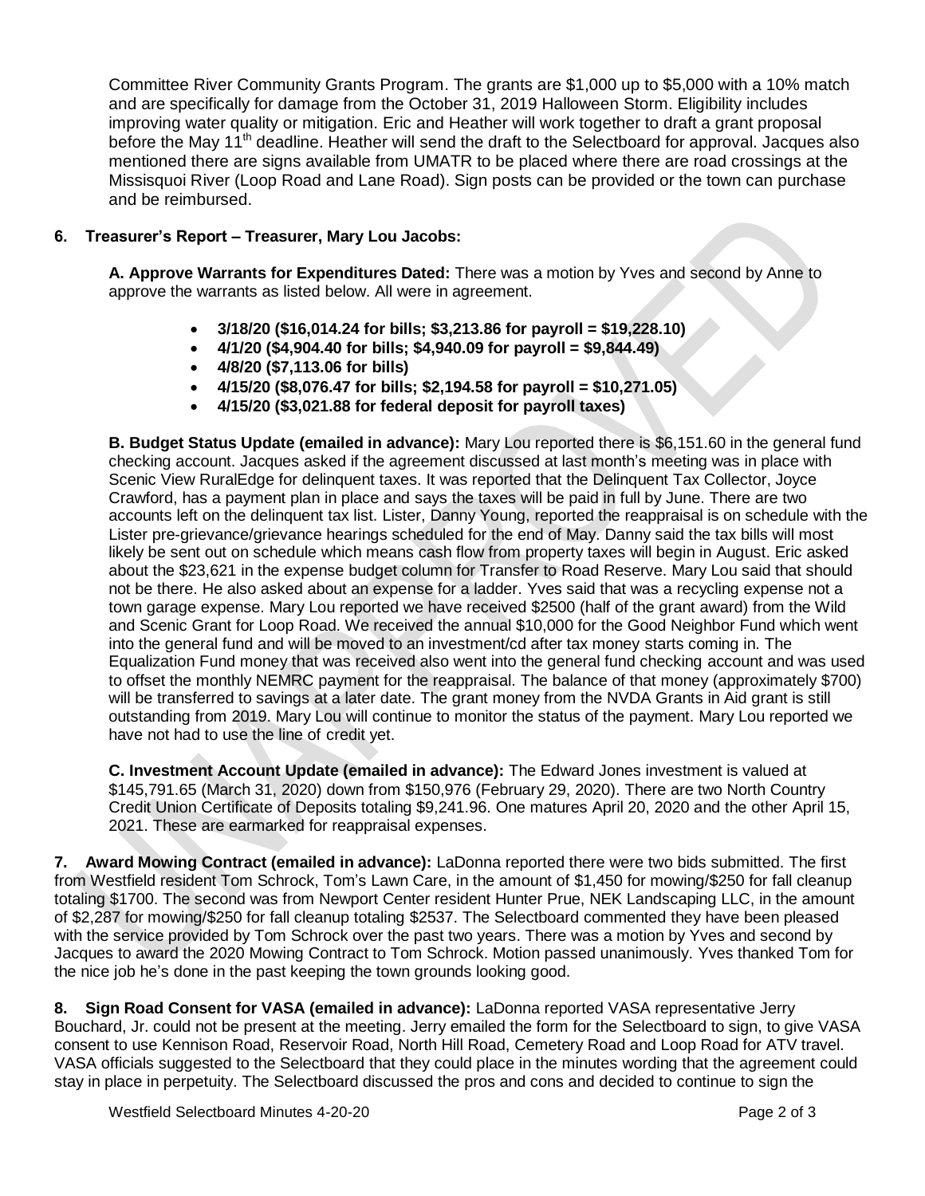Committee River Community Grants Program. The grants are $1,000 up to $5,000 with a 10% match and are specifically for damage from the October 31, 2019 Halloween Storm. Eligibility includes improving water quality or mitigation. Eric and Heather will work together to draft a grant proposal before the May 11th deadline. Heather will send the draft to the Selectboard for approval. Jacques also mentioned there are signs available from UMATR to be placed where there are road crossings at the Missisquoi River (Loop Road and Lane Road). Sign posts can be provided or the town can purchase and be reimbursed.

**6. Treasurer's Report – Treasurer, Mary Lou Jacobs:**

**A. Approve Warrants for Expenditures Dated:** There was a motion by Yves and second by Anne to approve the warrants as listed below. All were in agreement.

- **3/18/20 ($16,014.24 for bills; $3,213.86 for payroll = $19,228.10)**
- **4/1/20 ($4,904.40 for bills; $4,940.09 for payroll = $9,844.49)**
- **4/8/20 ($7,113.06 for bills)**
- **4/15/20 ($8,076.47 for bills; $2,194.58 for payroll = $10,271.05)**
- **4/15/20 ($3,021.88 for federal deposit for payroll taxes)**

**B. Budget Status Update (emailed in advance):** Mary Lou reported there is $6,151.60 in the general fund checking account. Jacques asked if the agreement discussed at last month's meeting was in place with Scenic View RuralEdge for delinquent taxes. It was reported that the Delinquent Tax Collector, Joyce Crawford, has a payment plan in place and says the taxes will be paid in full by June. There are two accounts left on the delinquent tax list. Lister, Danny Young, reported the reappraisal is on schedule with the Lister pre-grievance/grievance hearings scheduled for the end of May. Danny said the tax bills will most likely be sent out on schedule which means cash flow from property taxes will begin in August. Eric asked about the $23,621 in the expense budget column for Transfer to Road Reserve. Mary Lou said that should not be there. He also asked about an expense for a ladder. Yves said that was a recycling expense not a town garage expense. Mary Lou reported we have received $2500 (half of the grant award) from the Wild and Scenic Grant for Loop Road. We received the annual $10,000 for the Good Neighbor Fund which went into the general fund and will be moved to an investment/cd after tax money starts coming in. The Equalization Fund money that was received also went into the general fund checking account and was used to offset the monthly NEMRC payment for the reappraisal. The balance of that money (approximately $700) will be transferred to savings at a later date. The grant money from the NVDA Grants in Aid grant is still outstanding from 2019. Mary Lou will continue to monitor the status of the payment. Mary Lou reported we have not had to use the line of credit yet.

**C. Investment Account Update (emailed in advance):** The Edward Jones investment is valued at $145,791.65 (March 31, 2020) down from $150,976 (February 29, 2020). There are two North Country Credit Union Certificate of Deposits totaling $9,241.96. One matures April 20, 2020 and the other April 15, 2021. These are earmarked for reappraisal expenses.

**7. Award Mowing Contract (emailed in advance):** LaDonna reported there were two bids submitted. The first from Westfield resident Tom Schrock, Tom's Lawn Care, in the amount of $1,450 for mowing/$250 for fall cleanup totaling $1700. The second was from Newport Center resident Hunter Prue, NEK Landscaping LLC, in the amount of $2,287 for mowing/$250 for fall cleanup totaling $2537. The Selectboard commented they have been pleased with the service provided by Tom Schrock over the past two years. There was a motion by Yves and second by Jacques to award the 2020 Mowing Contract to Tom Schrock. Motion passed unanimously. Yves thanked Tom for the nice job he's done in the past keeping the town grounds looking good.

**8. Sign Road Consent for VASA (emailed in advance):** LaDonna reported VASA representative Jerry Bouchard, Jr. could not be present at the meeting. Jerry emailed the form for the Selectboard to sign, to give VASA consent to use Kennison Road, Reservoir Road, North Hill Road, Cemetery Road and Loop Road for ATV travel. VASA officials suggested to the Selectboard that they could place in the minutes wording that the agreement could stay in place in perpetuity. The Selectboard discussed the pros and cons and decided to continue to sign the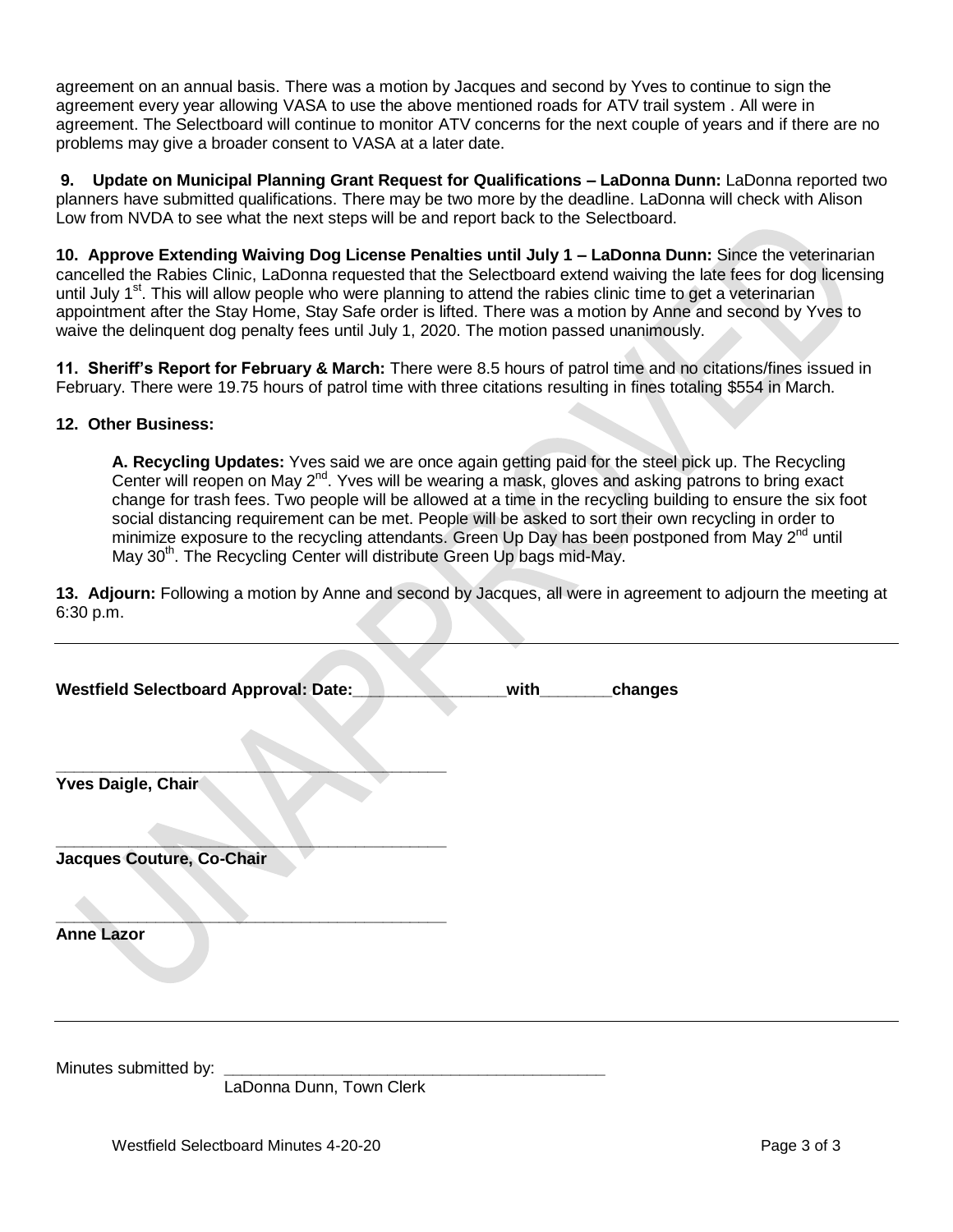agreement on an annual basis. There was a motion by Jacques and second by Yves to continue to sign the agreement every year allowing VASA to use the above mentioned roads for ATV trail system . All were in agreement. The Selectboard will continue to monitor ATV concerns for the next couple of years and if there are no problems may give a broader consent to VASA at a later date.

**9. Update on Municipal Planning Grant Request for Qualifications – LaDonna Dunn:** LaDonna reported two planners have submitted qualifications. There may be two more by the deadline. LaDonna will check with Alison Low from NVDA to see what the next steps will be and report back to the Selectboard.

**10. Approve Extending Waiving Dog License Penalties until July 1 – LaDonna Dunn:** Since the veterinarian cancelled the Rabies Clinic, LaDonna requested that the Selectboard extend waiving the late fees for dog licensing until July 1st. This will allow people who were planning to attend the rabies clinic time to get a veterinarian appointment after the Stay Home, Stay Safe order is lifted. There was a motion by Anne and second by Yves to waive the delinquent dog penalty fees until July 1, 2020. The motion passed unanimously.

**11. Sheriff's Report for February & March:** There were 8.5 hours of patrol time and no citations/fines issued in February. There were 19.75 hours of patrol time with three citations resulting in fines totaling $554 in March.

**12. Other Business:**

**A. Recycling Updates:** Yves said we are once again getting paid for the steel pick up. The Recycling Center will reopen on May 2nd. Yves will be wearing a mask, gloves and asking patrons to bring exact change for trash fees. Two people will be allowed at a time in the recycling building to ensure the six foot social distancing requirement can be met. People will be asked to sort their own recycling in order to minimize exposure to the recycling attendants. Green Up Day has been postponed from May 2nd until May 30th. The Recycling Center will distribute Green Up bags mid-May.

**13. Adjourn:** Following a motion by Anne and second by Jacques, all were in agreement to adjourn the meeting at 6:30 p.m.

---

**Westfield Selectboard Approval: Date:\_\_\_\_\_\_\_\_\_\_\_\_\_\_\_\_with\_\_\_\_\_\_\_\_changes**

\_\_\_\_\_\_\_\_\_\_\_\_\_\_\_\_\_\_\_\_\_\_\_\_\_\_\_\_\_\_\_\_\_\_\_\_\_\_\_\_\_\_\_\_

**Yves Daigle, Chair**

\_\_\_\_\_\_\_\_\_\_\_\_\_\_\_\_\_\_\_\_\_\_\_\_\_\_\_\_\_\_\_\_\_\_\_\_\_\_\_\_\_\_\_\_

**Jacques Couture, Co-Chair**

\_\_\_\_\_\_\_\_\_\_\_\_\_\_\_\_\_\_\_\_\_\_\_\_\_\_\_\_\_\_\_\_\_\_\_\_\_\_\_\_\_\_\_\_

**Anne Lazor**

---

Minutes submitted by: \_\_\_\_\_\_\_\_\_\_\_\_\_\_\_\_\_\_\_\_\_\_\_\_\_\_\_\_\_\_\_\_\_\_\_\_\_\_\_\_\_\_\_\_

LaDonna Dunn, Town Clerk

UNAPPROVED